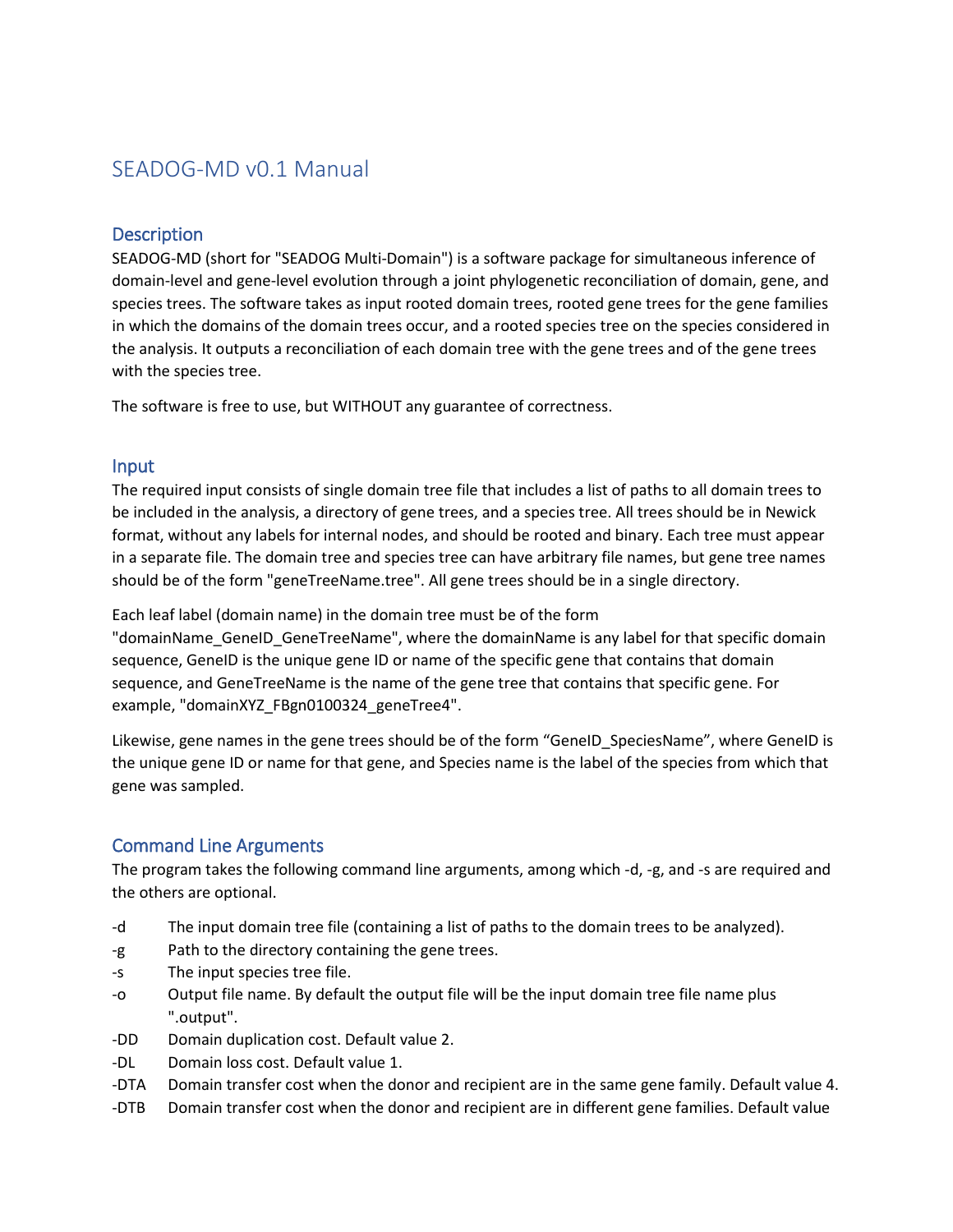# SEADOG-MD v0.1 Manual

## Description

SEADOG-MD (short for "SEADOG Multi-Domain") is a software package for simultaneous inference of domain-level and gene-level evolution through a joint phylogenetic reconciliation of domain, gene, and species trees. The software takes as input rooted domain trees, rooted gene trees for the gene families in which the domains of the domain trees occur, and a rooted species tree on the species considered in the analysis. It outputs a reconciliation of each domain tree with the gene trees and of the gene trees with the species tree.

The software is free to use, but WITHOUT any guarantee of correctness.

## Input

The required input consists of single domain tree file that includes a list of paths to all domain trees to be included in the analysis, a directory of gene trees, and a species tree. All trees should be in Newick format, without any labels for internal nodes, and should be rooted and binary. Each tree must appear in a separate file. The domain tree and species tree can have arbitrary file names, but gene tree names should be of the form "geneTreeName.tree". All gene trees should be in a single directory.

Each leaf label (domain name) in the domain tree must be of the form "domainName_GeneID_GeneTreeName", where the domainName is any label for that specific domain sequence, GeneID is the unique gene ID or name of the specific gene that contains that domain sequence, and GeneTreeName is the name of the gene tree that contains that specific gene. For example, "domainXYZ_FBgn0100324_geneTree4".

Likewise, gene names in the gene trees should be of the form “GeneID_SpeciesName”, where GeneID is the unique gene ID or name for that gene, and Species name is the label of the species from which that gene was sampled.

## Command Line Arguments

The program takes the following command line arguments, among which -d, -g, and -s are required and the others are optional.

- -d The input domain tree file (containing a list of paths to the domain trees to be analyzed).
- -g Path to the directory containing the gene trees.
- -s The input species tree file.
- -o Output file name. By default the output file will be the input domain tree file name plus ".output".
- -DD Domain duplication cost. Default value 2.
- -DL Domain loss cost. Default value 1.
- -DTA Domain transfer cost when the donor and recipient are in the same gene family. Default value 4.
- -DTB Domain transfer cost when the donor and recipient are in different gene families. Default value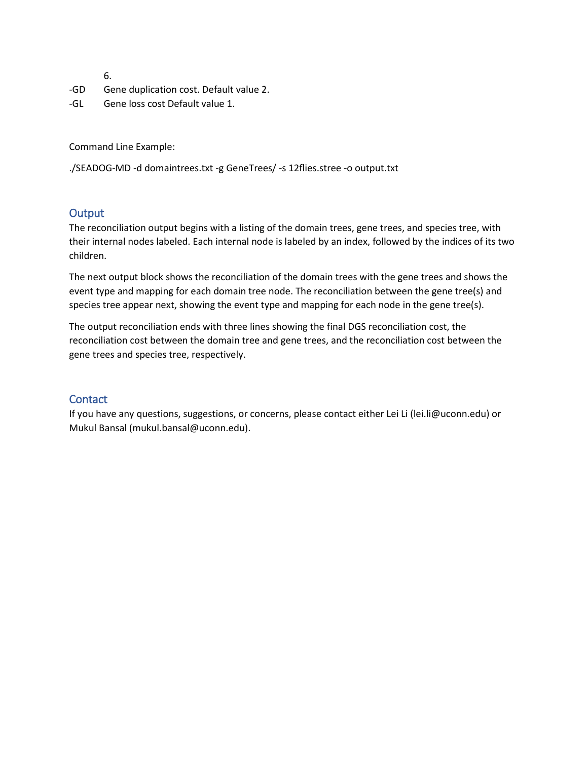6.

-GD Gene duplication cost. Default value 2.

-GL Gene loss cost Default value 1.

Command Line Example:

```
./SEADOG-MD -d domaintrees.txt -g GeneTrees/ -s 12flies.stree -o output.txt
```

## Output

The reconciliation output begins with a listing of the domain trees, gene trees, and species tree, with their internal nodes labeled. Each internal node is labeled by an index, followed by the indices of its two children.

The next output block shows the reconciliation of the domain trees with the gene trees and shows the event type and mapping for each domain tree node. The reconciliation between the gene tree(s) and species tree appear next, showing the event type and mapping for each node in the gene tree(s).

The output reconciliation ends with three lines showing the final DGS reconciliation cost, the reconciliation cost between the domain tree and gene trees, and the reconciliation cost between the gene trees and species tree, respectively.

## Contact

If you have any questions, suggestions, or concerns, please contact either Lei Li (lei.li@uconn.edu) or Mukul Bansal (mukul.bansal@uconn.edu).